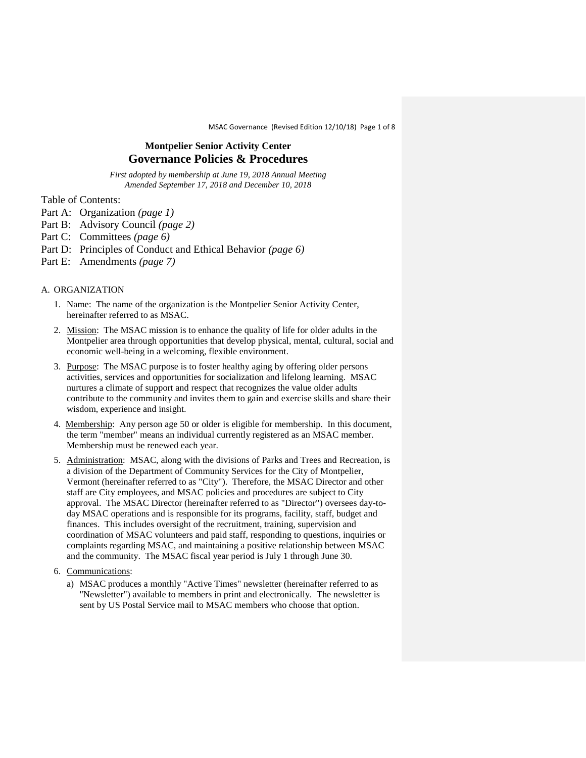# Montpelier Senior Activity Center
## Governance Policies & Procedures

*First adopted by membership at June 19, 2018 Annual Meeting*
*Amended September 17, 2018 and December 10, 2018*

Table of Contents:

Part A: Organization *(page 1)*
Part B: Advisory Council *(page 2)*
Part C: Committees *(page 6)*
Part D: Principles of Conduct and Ethical Behavior *(page 6)*
Part E: Amendments *(page 7)*

### A. ORGANIZATION

1. Name: The name of the organization is the Montpelier Senior Activity Center, hereinafter referred to as MSAC.
2. Mission: The MSAC mission is to enhance the quality of life for older adults in the Montpelier area through opportunities that develop physical, mental, cultural, social and economic well-being in a welcoming, flexible environment.
3. Purpose: The MSAC purpose is to foster healthy aging by offering older persons activities, services and opportunities for socialization and lifelong learning. MSAC nurtures a climate of support and respect that recognizes the value older adults contribute to the community and invites them to gain and exercise skills and share their wisdom, experience and insight.
4. Membership: Any person age 50 or older is eligible for membership. In this document, the term "member" means an individual currently registered as an MSAC member. Membership must be renewed each year.
5. Administration: MSAC, along with the divisions of Parks and Trees and Recreation, is a division of the Department of Community Services for the City of Montpelier, Vermont (hereinafter referred to as "City"). Therefore, the MSAC Director and other staff are City employees, and MSAC policies and procedures are subject to City approval. The MSAC Director (hereinafter referred to as "Director") oversees day-to-day MSAC operations and is responsible for its programs, facility, staff, budget and finances. This includes oversight of the recruitment, training, supervision and coordination of MSAC volunteers and paid staff, responding to questions, inquiries or complaints regarding MSAC, and maintaining a positive relationship between MSAC and the community. The MSAC fiscal year period is July 1 through June 30.
6. Communications:
   a) MSAC produces a monthly "Active Times" newsletter (hereinafter referred to as "Newsletter") available to members in print and electronically. The newsletter is sent by US Postal Service mail to MSAC members who choose that option.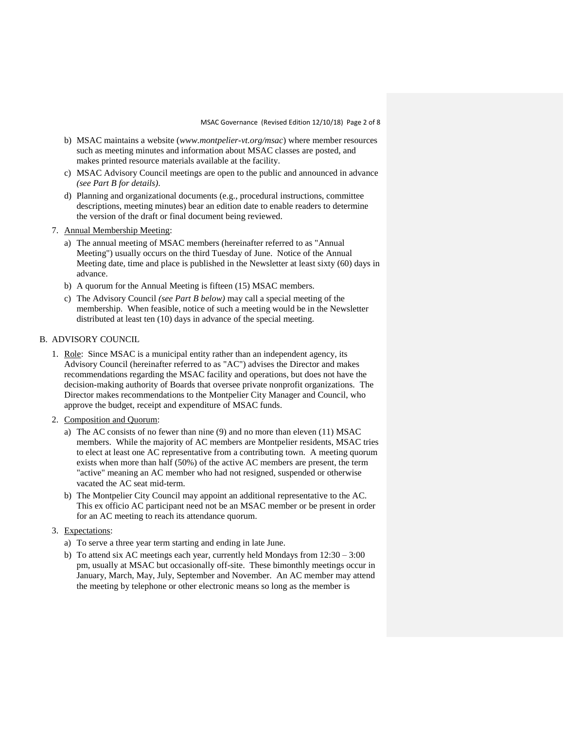b) MSAC maintains a website (*www.montpelier-vt.org/msac*) where member resources such as meeting minutes and information about MSAC classes are posted, and makes printed resource materials available at the facility.

c) MSAC Advisory Council meetings are open to the public and announced in advance *(see Part B for details)*.

d) Planning and organizational documents (e.g., procedural instructions, committee descriptions, meeting minutes) bear an edition date to enable readers to determine the version of the draft or final document being reviewed.

7. Annual Membership Meeting:
   a) The annual meeting of MSAC members (hereinafter referred to as "Annual Meeting") usually occurs on the third Tuesday of June. Notice of the Annual Meeting date, time and place is published in the Newsletter at least sixty (60) days in advance.
   b) A quorum for the Annual Meeting is fifteen (15) MSAC members.
   c) The Advisory Council *(see Part B below)* may call a special meeting of the membership. When feasible, notice of such a meeting would be in the Newsletter distributed at least ten (10) days in advance of the special meeting.

## B. ADVISORY COUNCIL

1. Role: Since MSAC is a municipal entity rather than an independent agency, its Advisory Council (hereinafter referred to as "AC") advises the Director and makes recommendations regarding the MSAC facility and operations, but does not have the decision-making authority of Boards that oversee private nonprofit organizations. The Director makes recommendations to the Montpelier City Manager and Council, who approve the budget, receipt and expenditure of MSAC funds.

2. Composition and Quorum:
   a) The AC consists of no fewer than nine (9) and no more than eleven (11) MSAC members. While the majority of AC members are Montpelier residents, MSAC tries to elect at least one AC representative from a contributing town. A meeting quorum exists when more than half (50%) of the active AC members are present, the term "active" meaning an AC member who had not resigned, suspended or otherwise vacated the AC seat mid-term.
   b) The Montpelier City Council may appoint an additional representative to the AC. This ex officio AC participant need not be an MSAC member or be present in order for an AC meeting to reach its attendance quorum.

3. Expectations:
   a) To serve a three year term starting and ending in late June.
   b) To attend six AC meetings each year, currently held Mondays from 12:30 – 3:00 pm, usually at MSAC but occasionally off-site. These bimonthly meetings occur in January, March, May, July, September and November. An AC member may attend the meeting by telephone or other electronic means so long as the member is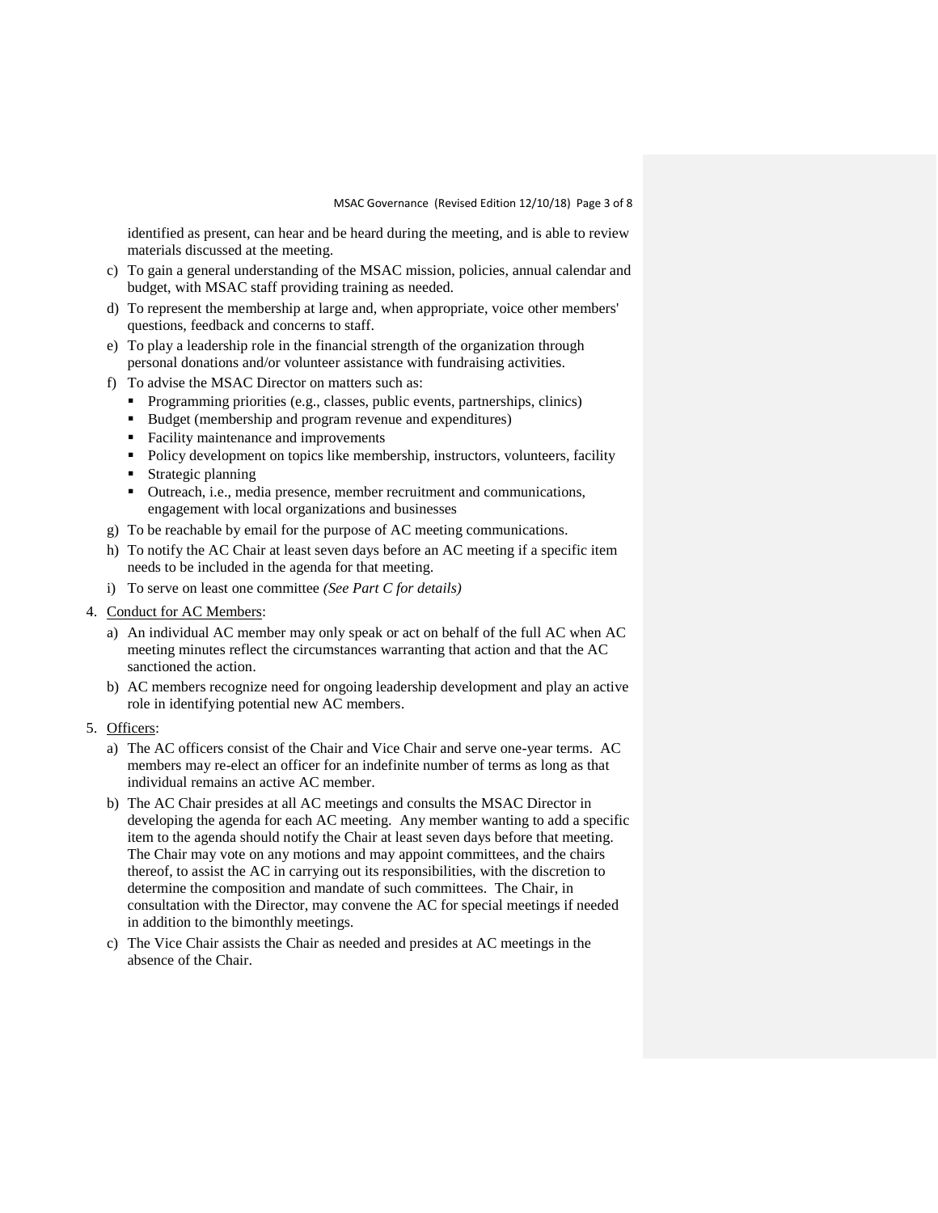identified as present, can hear and be heard during the meeting, and is able to review materials discussed at the meeting.

c) To gain a general understanding of the MSAC mission, policies, annual calendar and budget, with MSAC staff providing training as needed.

d) To represent the membership at large and, when appropriate, voice other members' questions, feedback and concerns to staff.

e) To play a leadership role in the financial strength of the organization through personal donations and/or volunteer assistance with fundraising activities.

f) To advise the MSAC Director on matters such as:
   - Programming priorities (e.g., classes, public events, partnerships, clinics)
   - Budget (membership and program revenue and expenditures)
   - Facility maintenance and improvements
   - Policy development on topics like membership, instructors, volunteers, facility
   - Strategic planning
   - Outreach, i.e., media presence, member recruitment and communications, engagement with local organizations and businesses

g) To be reachable by email for the purpose of AC meeting communications.

h) To notify the AC Chair at least seven days before an AC meeting if a specific item needs to be included in the agenda for that meeting.

i) To serve on least one committee *(See Part C for details)*

4. <u>Conduct for AC Members</u>:

   a) An individual AC member may only speak or act on behalf of the full AC when AC meeting minutes reflect the circumstances warranting that action and that the AC sanctioned the action.

   b) AC members recognize need for ongoing leadership development and play an active role in identifying potential new AC members.

5. <u>Officers</u>:

   a) The AC officers consist of the Chair and Vice Chair and serve one-year terms. AC members may re-elect an officer for an indefinite number of terms as long as that individual remains an active AC member.

   b) The AC Chair presides at all AC meetings and consults the MSAC Director in developing the agenda for each AC meeting. Any member wanting to add a specific item to the agenda should notify the Chair at least seven days before that meeting. The Chair may vote on any motions and may appoint committees, and the chairs thereof, to assist the AC in carrying out its responsibilities, with the discretion to determine the composition and mandate of such committees. The Chair, in consultation with the Director, may convene the AC for special meetings if needed in addition to the bimonthly meetings.

   c) The Vice Chair assists the Chair as needed and presides at AC meetings in the absence of the Chair.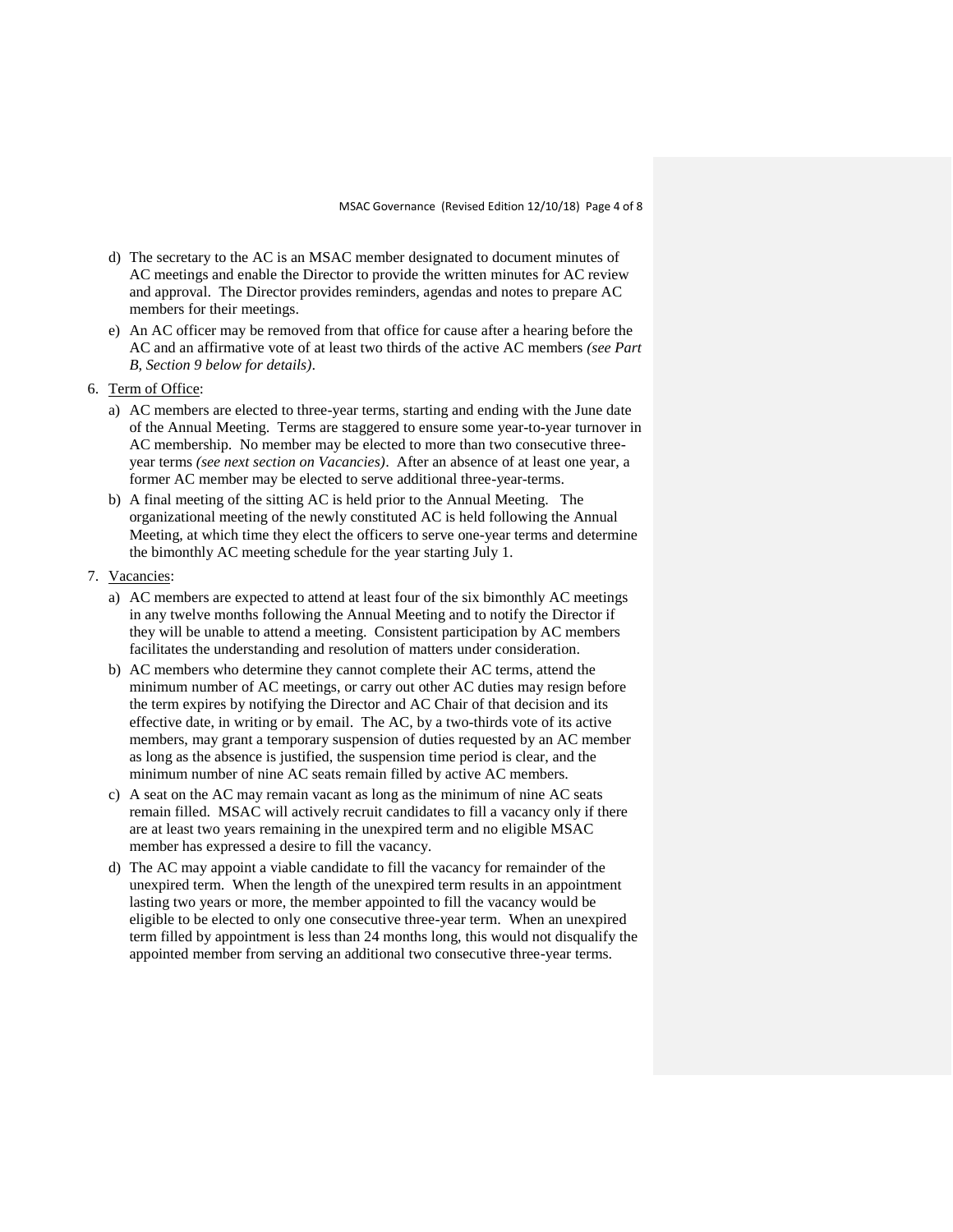d) The secretary to the AC is an MSAC member designated to document minutes of AC meetings and enable the Director to provide the written minutes for AC review and approval. The Director provides reminders, agendas and notes to prepare AC members for their meetings.

e) An AC officer may be removed from that office for cause after a hearing before the AC and an affirmative vote of at least two thirds of the active AC members *(see Part B, Section 9 below for details)*.

6. Term of Office:

   a) AC members are elected to three-year terms, starting and ending with the June date of the Annual Meeting. Terms are staggered to ensure some year-to-year turnover in AC membership. No member may be elected to more than two consecutive three-year terms *(see next section on Vacancies)*. After an absence of at least one year, a former AC member may be elected to serve additional three-year-terms.

   b) A final meeting of the sitting AC is held prior to the Annual Meeting. The organizational meeting of the newly constituted AC is held following the Annual Meeting, at which time they elect the officers to serve one-year terms and determine the bimonthly AC meeting schedule for the year starting July 1.

7. Vacancies:

   a) AC members are expected to attend at least four of the six bimonthly AC meetings in any twelve months following the Annual Meeting and to notify the Director if they will be unable to attend a meeting. Consistent participation by AC members facilitates the understanding and resolution of matters under consideration.

   b) AC members who determine they cannot complete their AC terms, attend the minimum number of AC meetings, or carry out other AC duties may resign before the term expires by notifying the Director and AC Chair of that decision and its effective date, in writing or by email. The AC, by a two-thirds vote of its active members, may grant a temporary suspension of duties requested by an AC member as long as the absence is justified, the suspension time period is clear, and the minimum number of nine AC seats remain filled by active AC members.

   c) A seat on the AC may remain vacant as long as the minimum of nine AC seats remain filled. MSAC will actively recruit candidates to fill a vacancy only if there are at least two years remaining in the unexpired term and no eligible MSAC member has expressed a desire to fill the vacancy.

   d) The AC may appoint a viable candidate to fill the vacancy for remainder of the unexpired term. When the length of the unexpired term results in an appointment lasting two years or more, the member appointed to fill the vacancy would be eligible to be elected to only one consecutive three-year term. When an unexpired term filled by appointment is less than 24 months long, this would not disqualify the appointed member from serving an additional two consecutive three-year terms.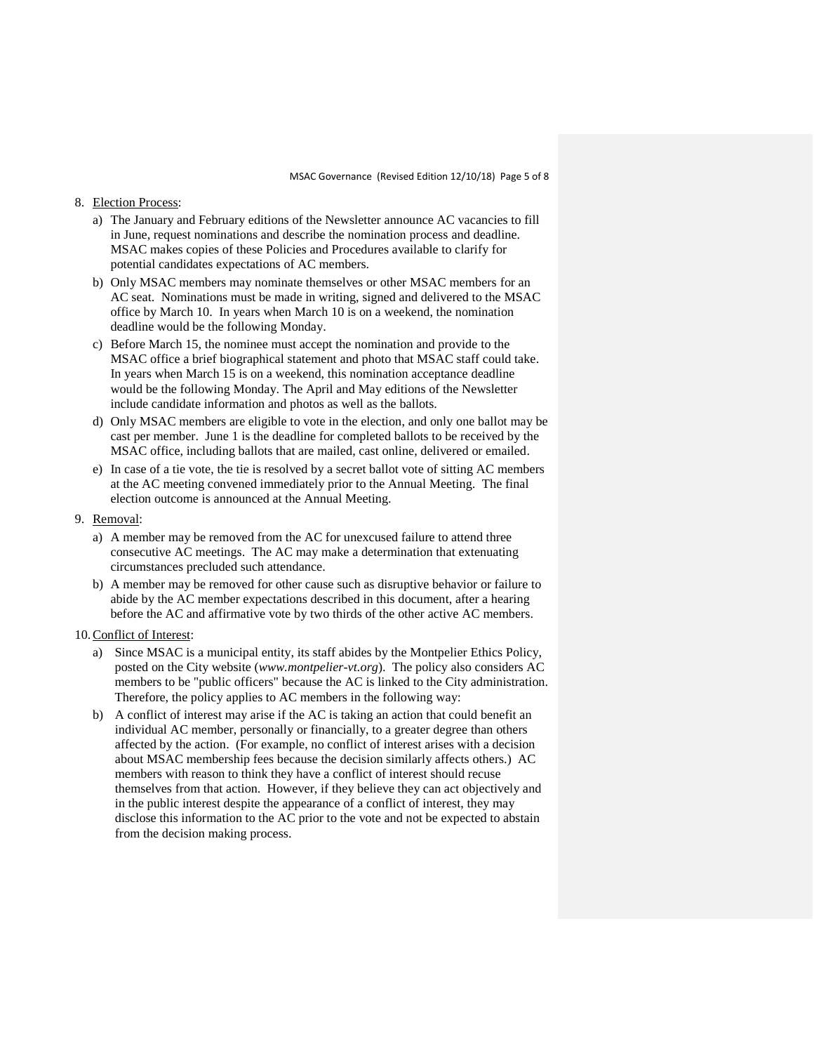8. <u>Election Process</u>:
   a) The January and February editions of the Newsletter announce AC vacancies to fill in June, request nominations and describe the nomination process and deadline. MSAC makes copies of these Policies and Procedures available to clarify for potential candidates expectations of AC members.
   b) Only MSAC members may nominate themselves or other MSAC members for an AC seat. Nominations must be made in writing, signed and delivered to the MSAC office by March 10. In years when March 10 is on a weekend, the nomination deadline would be the following Monday.
   c) Before March 15, the nominee must accept the nomination and provide to the MSAC office a brief biographical statement and photo that MSAC staff could take. In years when March 15 is on a weekend, this nomination acceptance deadline would be the following Monday. The April and May editions of the Newsletter include candidate information and photos as well as the ballots.
   d) Only MSAC members are eligible to vote in the election, and only one ballot may be cast per member. June 1 is the deadline for completed ballots to be received by the MSAC office, including ballots that are mailed, cast online, delivered or emailed.
   e) In case of a tie vote, the tie is resolved by a secret ballot vote of sitting AC members at the AC meeting convened immediately prior to the Annual Meeting. The final election outcome is announced at the Annual Meeting.

9. <u>Removal</u>:
   a) A member may be removed from the AC for unexcused failure to attend three consecutive AC meetings. The AC may make a determination that extenuating circumstances precluded such attendance.
   b) A member may be removed for other cause such as disruptive behavior or failure to abide by the AC member expectations described in this document, after a hearing before the AC and affirmative vote by two thirds of the other active AC members.

10. <u>Conflict of Interest</u>:
   a) Since MSAC is a municipal entity, its staff abides by the Montpelier Ethics Policy, posted on the City website (*www.montpelier-vt.org*). The policy also considers AC members to be "public officers" because the AC is linked to the City administration. Therefore, the policy applies to AC members in the following way:
   b) A conflict of interest may arise if the AC is taking an action that could benefit an individual AC member, personally or financially, to a greater degree than others affected by the action. (For example, no conflict of interest arises with a decision about MSAC membership fees because the decision similarly affects others.) AC members with reason to think they have a conflict of interest should recuse themselves from that action. However, if they believe they can act objectively and in the public interest despite the appearance of a conflict of interest, they may disclose this information to the AC prior to the vote and not be expected to abstain from the decision making process.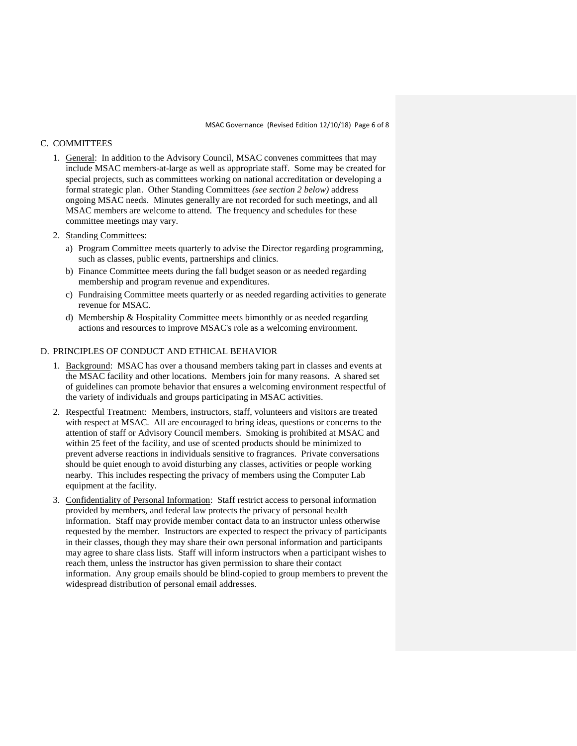## C. COMMITTEES

1. General: In addition to the Advisory Council, MSAC convenes committees that may include MSAC members-at-large as well as appropriate staff. Some may be created for special projects, such as committees working on national accreditation or developing a formal strategic plan. Other Standing Committees *(see section 2 below)* address ongoing MSAC needs. Minutes generally are not recorded for such meetings, and all MSAC members are welcome to attend. The frequency and schedules for these committee meetings may vary.

2. Standing Committees:
   a) Program Committee meets quarterly to advise the Director regarding programming, such as classes, public events, partnerships and clinics.
   b) Finance Committee meets during the fall budget season or as needed regarding membership and program revenue and expenditures.
   c) Fundraising Committee meets quarterly or as needed regarding activities to generate revenue for MSAC.
   d) Membership & Hospitality Committee meets bimonthly or as needed regarding actions and resources to improve MSAC's role as a welcoming environment.

## D. PRINCIPLES OF CONDUCT AND ETHICAL BEHAVIOR

1. Background: MSAC has over a thousand members taking part in classes and events at the MSAC facility and other locations. Members join for many reasons. A shared set of guidelines can promote behavior that ensures a welcoming environment respectful of the variety of individuals and groups participating in MSAC activities.

2. Respectful Treatment: Members, instructors, staff, volunteers and visitors are treated with respect at MSAC. All are encouraged to bring ideas, questions or concerns to the attention of staff or Advisory Council members. Smoking is prohibited at MSAC and within 25 feet of the facility, and use of scented products should be minimized to prevent adverse reactions in individuals sensitive to fragrances. Private conversations should be quiet enough to avoid disturbing any classes, activities or people working nearby. This includes respecting the privacy of members using the Computer Lab equipment at the facility.

3. Confidentiality of Personal Information: Staff restrict access to personal information provided by members, and federal law protects the privacy of personal health information. Staff may provide member contact data to an instructor unless otherwise requested by the member. Instructors are expected to respect the privacy of participants in their classes, though they may share their own personal information and participants may agree to share class lists. Staff will inform instructors when a participant wishes to reach them, unless the instructor has given permission to share their contact information. Any group emails should be blind-copied to group members to prevent the widespread distribution of personal email addresses.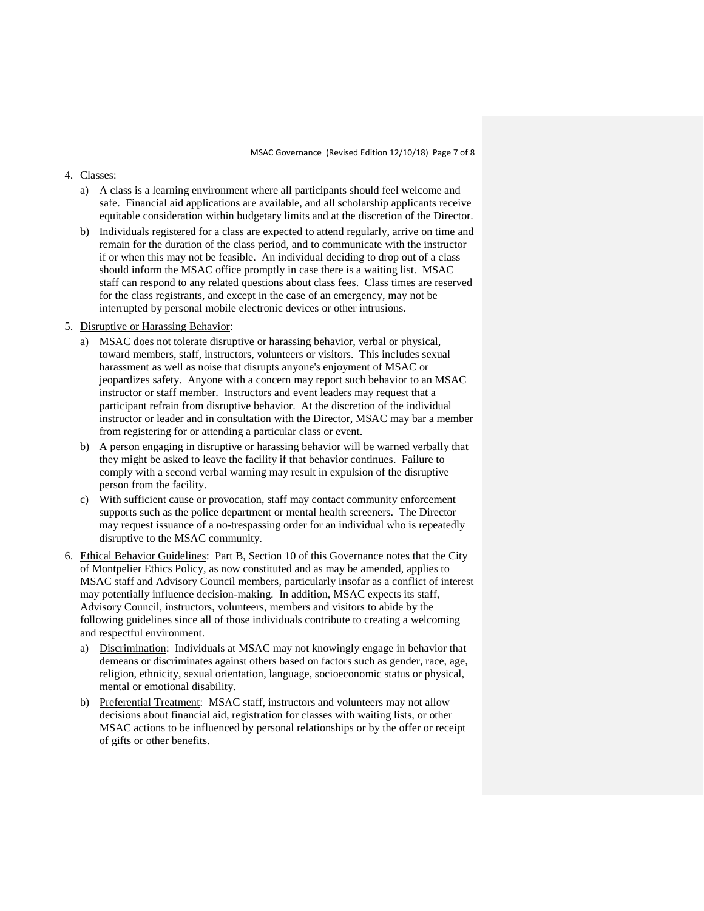4. <u>Classes</u>:
   a) A class is a learning environment where all participants should feel welcome and safe. Financial aid applications are available, and all scholarship applicants receive equitable consideration within budgetary limits and at the discretion of the Director.
   b) Individuals registered for a class are expected to attend regularly, arrive on time and remain for the duration of the class period, and to communicate with the instructor if or when this may not be feasible. An individual deciding to drop out of a class should inform the MSAC office promptly in case there is a waiting list. MSAC staff can respond to any related questions about class fees. Class times are reserved for the class registrants, and except in the case of an emergency, may not be interrupted by personal mobile electronic devices or other intrusions.

5. <u>Disruptive or Harassing Behavior</u>:
   a) MSAC does not tolerate disruptive or harassing behavior, verbal or physical, toward members, staff, instructors, volunteers or visitors. This includes sexual harassment as well as noise that disrupts anyone's enjoyment of MSAC or jeopardizes safety. Anyone with a concern may report such behavior to an MSAC instructor or staff member. Instructors and event leaders may request that a participant refrain from disruptive behavior. At the discretion of the individual instructor or leader and in consultation with the Director, MSAC may bar a member from registering for or attending a particular class or event.
   b) A person engaging in disruptive or harassing behavior will be warned verbally that they might be asked to leave the facility if that behavior continues. Failure to comply with a second verbal warning may result in expulsion of the disruptive person from the facility.
   c) With sufficient cause or provocation, staff may contact community enforcement supports such as the police department or mental health screeners. The Director may request issuance of a no-trespassing order for an individual who is repeatedly disruptive to the MSAC community.

6. <u>Ethical Behavior Guidelines</u>: Part B, Section 10 of this Governance notes that the City of Montpelier Ethics Policy, as now constituted and as may be amended, applies to MSAC staff and Advisory Council members, particularly insofar as a conflict of interest may potentially influence decision-making. In addition, MSAC expects its staff, Advisory Council, instructors, volunteers, members and visitors to abide by the following guidelines since all of those individuals contribute to creating a welcoming and respectful environment.
   a) <u>Discrimination</u>: Individuals at MSAC may not knowingly engage in behavior that demeans or discriminates against others based on factors such as gender, race, age, religion, ethnicity, sexual orientation, language, socioeconomic status or physical, mental or emotional disability.
   b) <u>Preferential Treatment</u>: MSAC staff, instructors and volunteers may not allow decisions about financial aid, registration for classes with waiting lists, or other MSAC actions to be influenced by personal relationships or by the offer or receipt of gifts or other benefits.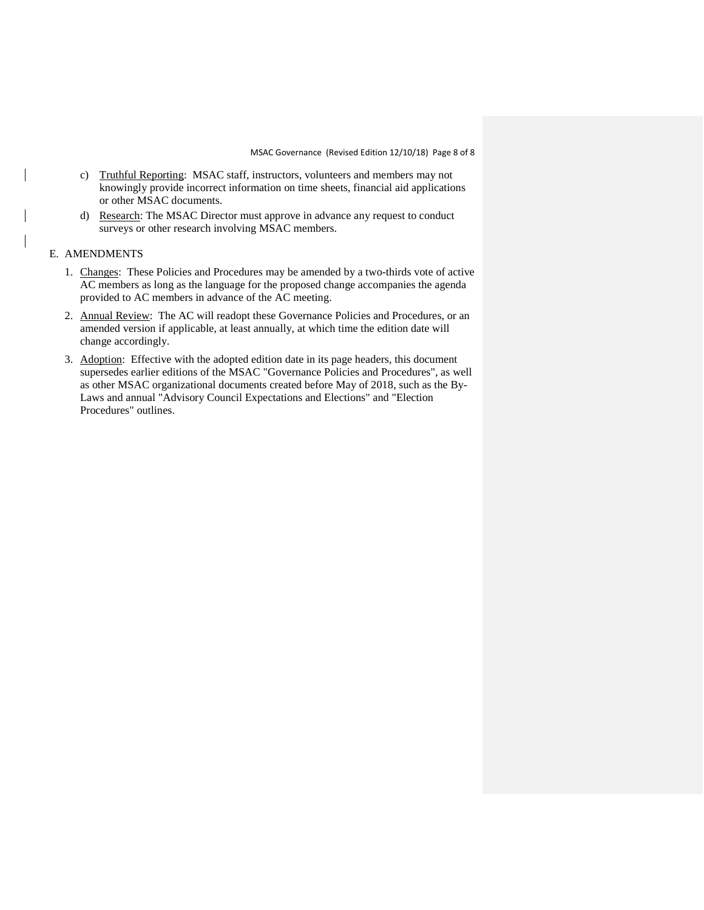c) Truthful Reporting: MSAC staff, instructors, volunteers and members may not knowingly provide incorrect information on time sheets, financial aid applications or other MSAC documents.

d) Research: The MSAC Director must approve in advance any request to conduct surveys or other research involving MSAC members.

## E. AMENDMENTS

1. Changes: These Policies and Procedures may be amended by a two-thirds vote of active AC members as long as the language for the proposed change accompanies the agenda provided to AC members in advance of the AC meeting.
2. Annual Review: The AC will readopt these Governance Policies and Procedures, or an amended version if applicable, at least annually, at which time the edition date will change accordingly.
3. Adoption: Effective with the adopted edition date in its page headers, this document supersedes earlier editions of the MSAC "Governance Policies and Procedures", as well as other MSAC organizational documents created before May of 2018, such as the By-Laws and annual "Advisory Council Expectations and Elections" and "Election Procedures" outlines.